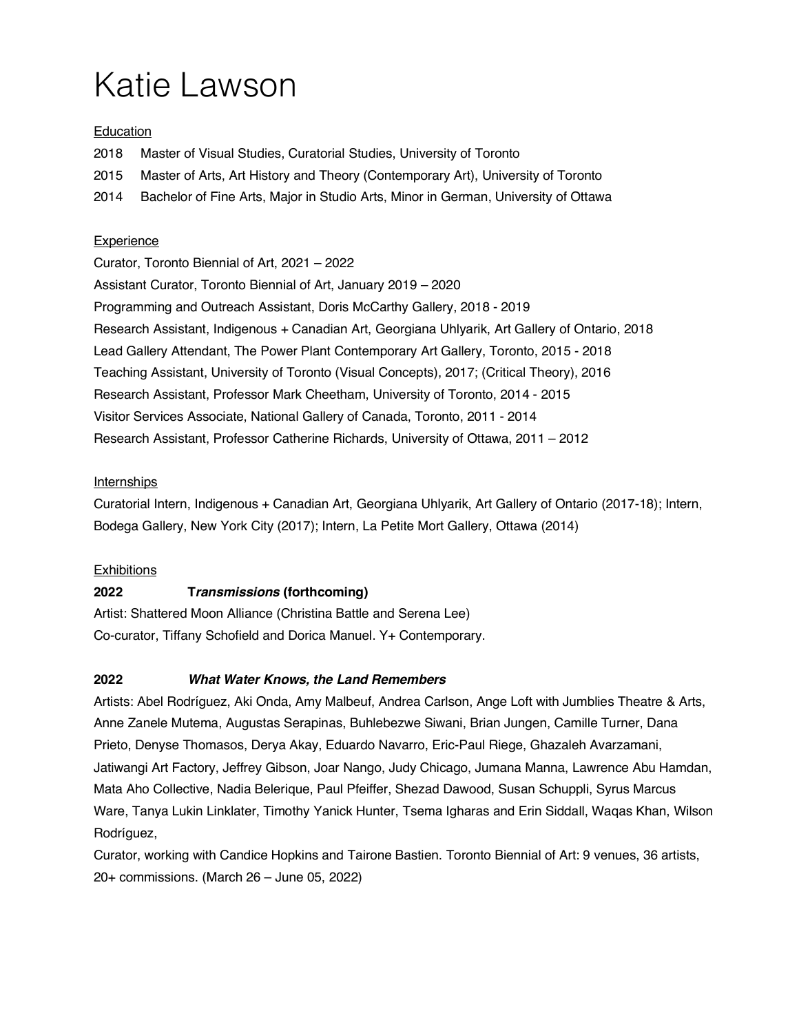# Katie Lawson

Education

2018 Master of Visual Studies, Curatorial Studies, University of Toronto

2015 Master of Arts, Art History and Theory (Contemporary Art), University of Toronto

2014 Bachelor of Fine Arts, Major in Studio Arts, Minor in German, University of Ottawa

Experience

Curator, Toronto Biennial of Art, 2021 – 2022

Assistant Curator, Toronto Biennial of Art, January 2019 – 2020

Programming and Outreach Assistant, Doris McCarthy Gallery, 2018 - 2019

Research Assistant, Indigenous + Canadian Art, Georgiana Uhlyarik, Art Gallery of Ontario, 2018

Lead Gallery Attendant, The Power Plant Contemporary Art Gallery, Toronto, 2015 - 2018

Teaching Assistant, University of Toronto (Visual Concepts), 2017; (Critical Theory), 2016

Research Assistant, Professor Mark Cheetham, University of Toronto, 2014 - 2015

Visitor Services Associate, National Gallery of Canada, Toronto, 2011 - 2014

Research Assistant, Professor Catherine Richards, University of Ottawa, 2011 – 2012

Internships

Curatorial Intern, Indigenous + Canadian Art, Georgiana Uhlyarik, Art Gallery of Ontario (2017-18); Intern, Bodega Gallery, New York City (2017); Intern, La Petite Mort Gallery, Ottawa (2014)

Exhibitions

**2022 T*ransmissions* (forthcoming)**

Artist: Shattered Moon Alliance (Christina Battle and Serena Lee)

Co-curator, Tiffany Schofield and Dorica Manuel. Y+ Contemporary.

**2022 *What Water Knows, the Land Remembers***

Artists: Abel Rodríguez, Aki Onda, Amy Malbeuf, Andrea Carlson, Ange Loft with Jumblies Theatre & Arts, Anne Zanele Mutema, Augustas Serapinas, Buhlebezwe Siwani, Brian Jungen, Camille Turner, Dana Prieto, Denyse Thomasos, Derya Akay, Eduardo Navarro, Eric-Paul Riege, Ghazaleh Avarzamani, Jatiwangi Art Factory, Jeffrey Gibson, Joar Nango, Judy Chicago, Jumana Manna, Lawrence Abu Hamdan, Mata Aho Collective, Nadia Belerique, Paul Pfeiffer, Shezad Dawood, Susan Schuppli, Syrus Marcus Ware, Tanya Lukin Linklater, Timothy Yanick Hunter, Tsema Igharas and Erin Siddall, Waqas Khan, Wilson Rodríguez,

Curator, working with Candice Hopkins and Tairone Bastien. Toronto Biennial of Art: 9 venues, 36 artists, 20+ commissions. (March 26 – June 05, 2022)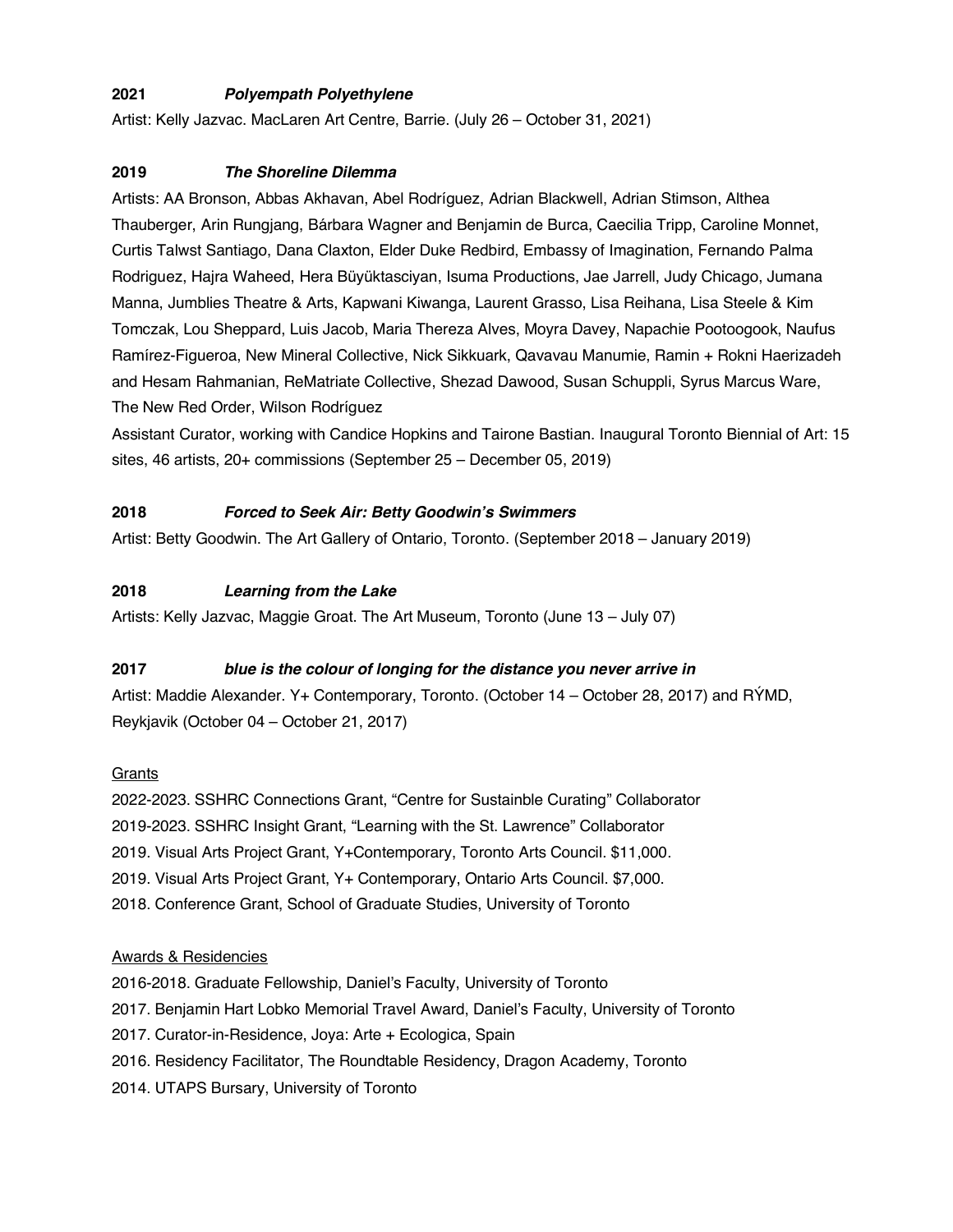**2021** ***Polyempath Polyethylene***

Artist: Kelly Jazvac. MacLaren Art Centre, Barrie. (July 26 – October 31, 2021)

**2019** ***The Shoreline Dilemma***

Artists: AA Bronson, Abbas Akhavan, Abel Rodríguez, Adrian Blackwell, Adrian Stimson, Althea Thauberger, Arin Rungjang, Bárbara Wagner and Benjamin de Burca, Caecilia Tripp, Caroline Monnet, Curtis Talwst Santiago, Dana Claxton, Elder Duke Redbird, Embassy of Imagination, Fernando Palma Rodriguez, Hajra Waheed, Hera Büyüktasciyan, Isuma Productions, Jae Jarrell, Judy Chicago, Jumana Manna, Jumblies Theatre & Arts, Kapwani Kiwanga, Laurent Grasso, Lisa Reihana, Lisa Steele & Kim Tomczak, Lou Sheppard, Luis Jacob, Maria Thereza Alves, Moyra Davey, Napachie Pootoogook, Naufus Ramírez-Figueroa, New Mineral Collective, Nick Sikkuark, Qavavau Manumie, Ramin + Rokni Haerizadeh and Hesam Rahmanian, ReMatriate Collective, Shezad Dawood, Susan Schuppli, Syrus Marcus Ware, The New Red Order, Wilson Rodríguez

Assistant Curator, working with Candice Hopkins and Tairone Bastian. Inaugural Toronto Biennial of Art: 15 sites, 46 artists, 20+ commissions (September 25 – December 05, 2019)

**2018** ***Forced to Seek Air: Betty Goodwin's Swimmers***

Artist: Betty Goodwin. The Art Gallery of Ontario, Toronto. (September 2018 – January 2019)

**2018** ***Learning from the Lake***

Artists: Kelly Jazvac, Maggie Groat. The Art Museum, Toronto (June 13 – July 07)

**2017** ***blue is the colour of longing for the distance you never arrive in***

Artist: Maddie Alexander. Y+ Contemporary, Toronto. (October 14 – October 28, 2017) and RÝMD, Reykjavik (October 04 – October 21, 2017)

## Grants

2022-2023. SSHRC Connections Grant, "Centre for Sustainble Curating" Collaborator
2019-2023. SSHRC Insight Grant, "Learning with the St. Lawrence" Collaborator
2019. Visual Arts Project Grant, Y+Contemporary, Toronto Arts Council. $11,000.
2019. Visual Arts Project Grant, Y+ Contemporary, Ontario Arts Council. $7,000.
2018. Conference Grant, School of Graduate Studies, University of Toronto

## Awards & Residencies

2016-2018. Graduate Fellowship, Daniel's Faculty, University of Toronto
2017. Benjamin Hart Lobko Memorial Travel Award, Daniel's Faculty, University of Toronto
2017. Curator-in-Residence, Joya: Arte + Ecologica, Spain
2016. Residency Facilitator, The Roundtable Residency, Dragon Academy, Toronto
2014. UTAPS Bursary, University of Toronto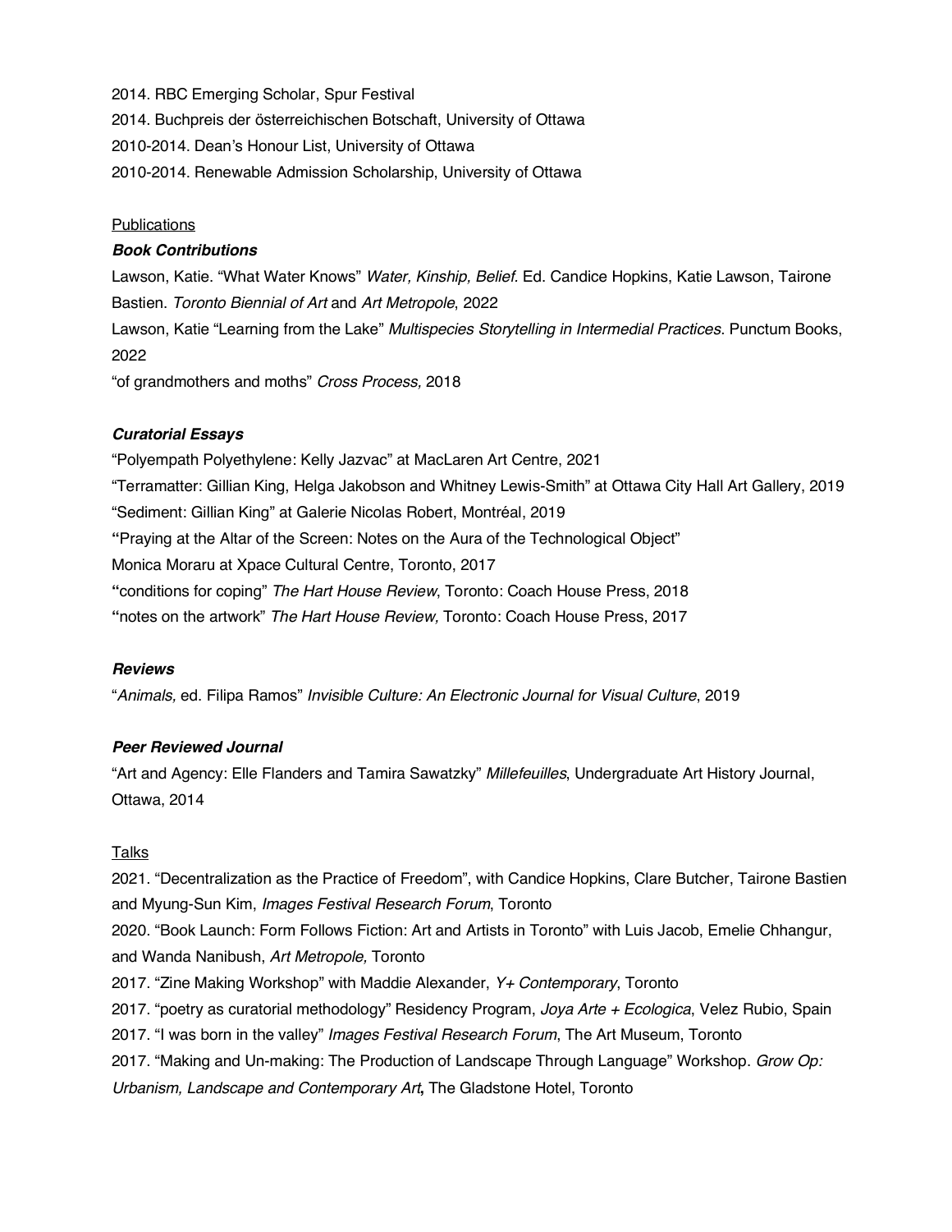2014. RBC Emerging Scholar, Spur Festival

2014. Buchpreis der österreichischen Botschaft, University of Ottawa

2010-2014. Dean's Honour List, University of Ottawa

2010-2014. Renewable Admission Scholarship, University of Ottawa

## Publications

### *Book Contributions*

Lawson, Katie. "What Water Knows" *Water, Kinship, Belief.* Ed. Candice Hopkins, Katie Lawson, Tairone Bastien. *Toronto Biennial of Art* and *Art Metropole*, 2022

Lawson, Katie "Learning from the Lake" *Multispecies Storytelling in Intermedial Practices.* Punctum Books, 2022

"of grandmothers and moths" *Cross Process,* 2018

### *Curatorial Essays*

"Polyempath Polyethylene: Kelly Jazvac" at MacLaren Art Centre, 2021

"Terramatter: Gillian King, Helga Jakobson and Whitney Lewis-Smith" at Ottawa City Hall Art Gallery, 2019

"Sediment: Gillian King" at Galerie Nicolas Robert, Montréal, 2019

"Praying at the Altar of the Screen: Notes on the Aura of the Technological Object" Monica Moraru at Xpace Cultural Centre, Toronto, 2017

"conditions for coping" *The Hart House Review*, Toronto: Coach House Press, 2018

"notes on the artwork" *The Hart House Review,* Toronto: Coach House Press, 2017

### *Reviews*

"*Animals,* ed. Filipa Ramos" *Invisible Culture: An Electronic Journal for Visual Culture*, 2019

### *Peer Reviewed Journal*

"Art and Agency: Elle Flanders and Tamira Sawatzky" *Millefeuilles*, Undergraduate Art History Journal, Ottawa, 2014

## Talks

2021. "Decentralization as the Practice of Freedom", with Candice Hopkins, Clare Butcher, Tairone Bastien and Myung-Sun Kim, *Images Festival Research Forum*, Toronto

2020. "Book Launch: Form Follows Fiction: Art and Artists in Toronto" with Luis Jacob, Emelie Chhangur, and Wanda Nanibush, *Art Metropole,* Toronto

2017. "Zine Making Workshop" with Maddie Alexander, *Y+ Contemporary*, Toronto

2017. "poetry as curatorial methodology" Residency Program, *Joya Arte + Ecologica*, Velez Rubio, Spain

2017. "I was born in the valley" *Images Festival Research Forum*, The Art Museum, Toronto

2017. "Making and Un-making: The Production of Landscape Through Language" Workshop. *Grow Op: Urbanism, Landscape and Contemporary Art***,** The Gladstone Hotel, Toronto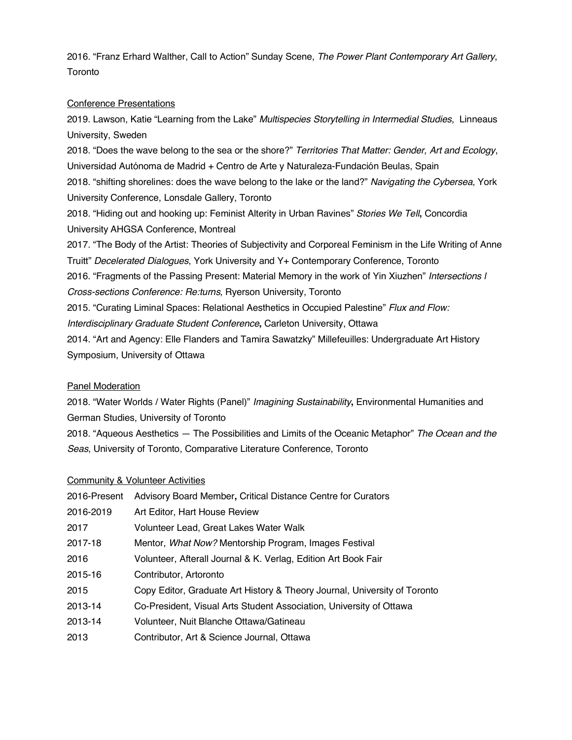2016. "Franz Erhard Walther, Call to Action" Sunday Scene, *The Power Plant Contemporary Art Gallery*, Toronto

Conference Presentations

2019. Lawson, Katie "Learning from the Lake" *Multispecies Storytelling in Intermedial Studies*, Linneaus University, Sweden

2018. "Does the wave belong to the sea or the shore?" *Territories That Matter: Gender, Art and Ecology*, Universidad Autónoma de Madrid + Centro de Arte y Naturaleza-Fundación Beulas, Spain

2018. "shifting shorelines: does the wave belong to the lake or the land?" *Navigating the Cybersea*, York University Conference, Lonsdale Gallery, Toronto

2018. "Hiding out and hooking up: Feminist Alterity in Urban Ravines" *Stories We Tell*, Concordia University AHGSA Conference, Montreal

2017. "The Body of the Artist: Theories of Subjectivity and Corporeal Feminism in the Life Writing of Anne Truitt" *Decelerated Dialogues*, York University and Y+ Contemporary Conference, Toronto

2016. "Fragments of the Passing Present: Material Memory in the work of Yin Xiuzhen" *Intersections I Cross-sections Conference: Re:turns,* Ryerson University, Toronto

2015. "Curating Liminal Spaces: Relational Aesthetics in Occupied Palestine" *Flux and Flow: Interdisciplinary Graduate Student Conference*, Carleton University, Ottawa

2014. "Art and Agency: Elle Flanders and Tamira Sawatzky" Millefeuilles: Undergraduate Art History Symposium, University of Ottawa

Panel Moderation

2018. "Water Worlds / Water Rights (Panel)" *Imagining Sustainability*, Environmental Humanities and German Studies, University of Toronto

2018. "Aqueous Aesthetics — The Possibilities and Limits of the Oceanic Metaphor" *The Ocean and the Seas*, University of Toronto, Comparative Literature Conference, Toronto

Community & Volunteer Activities

| | |
|---|---|
| 2016-Present | Advisory Board Member**,** Critical Distance Centre for Curators |
| 2016-2019 | Art Editor, Hart House Review |
| 2017 | Volunteer Lead, Great Lakes Water Walk |
| 2017-18 | Mentor, *What Now?* Mentorship Program, Images Festival |
| 2016 | Volunteer, Afterall Journal & K. Verlag, Edition Art Book Fair |
| 2015-16 | Contributor, Artoronto |
| 2015 | Copy Editor, Graduate Art History & Theory Journal, University of Toronto |
| 2013-14 | Co-President, Visual Arts Student Association, University of Ottawa |
| 2013-14 | Volunteer, Nuit Blanche Ottawa/Gatineau |
| 2013 | Contributor, Art & Science Journal, Ottawa |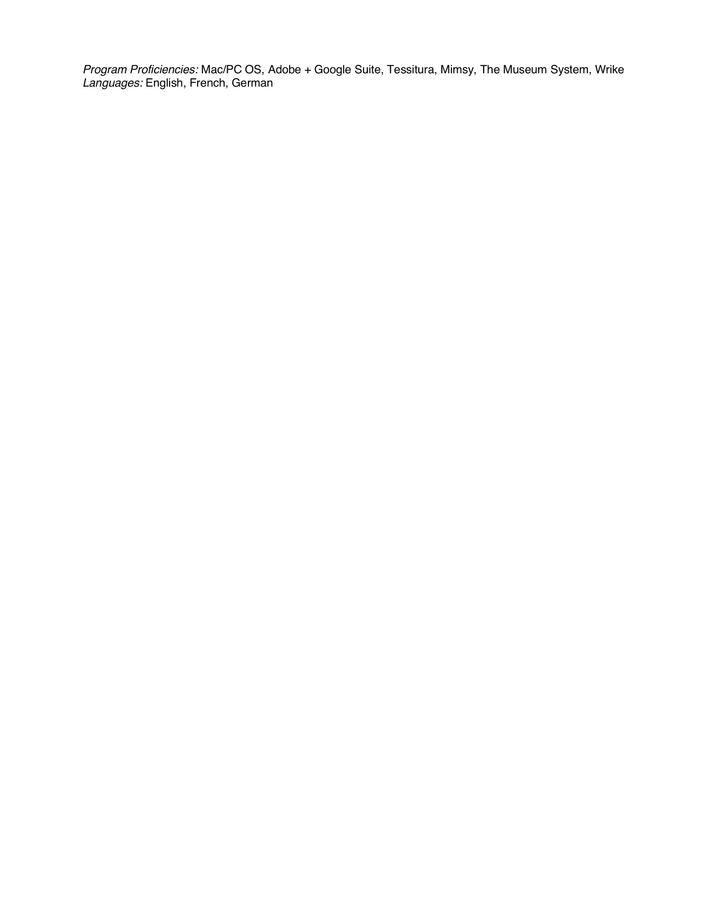*Program Proficiencies:* Mac/PC OS, Adobe + Google Suite, Tessitura, Mimsy, The Museum System, Wrike
*Languages:* English, French, German